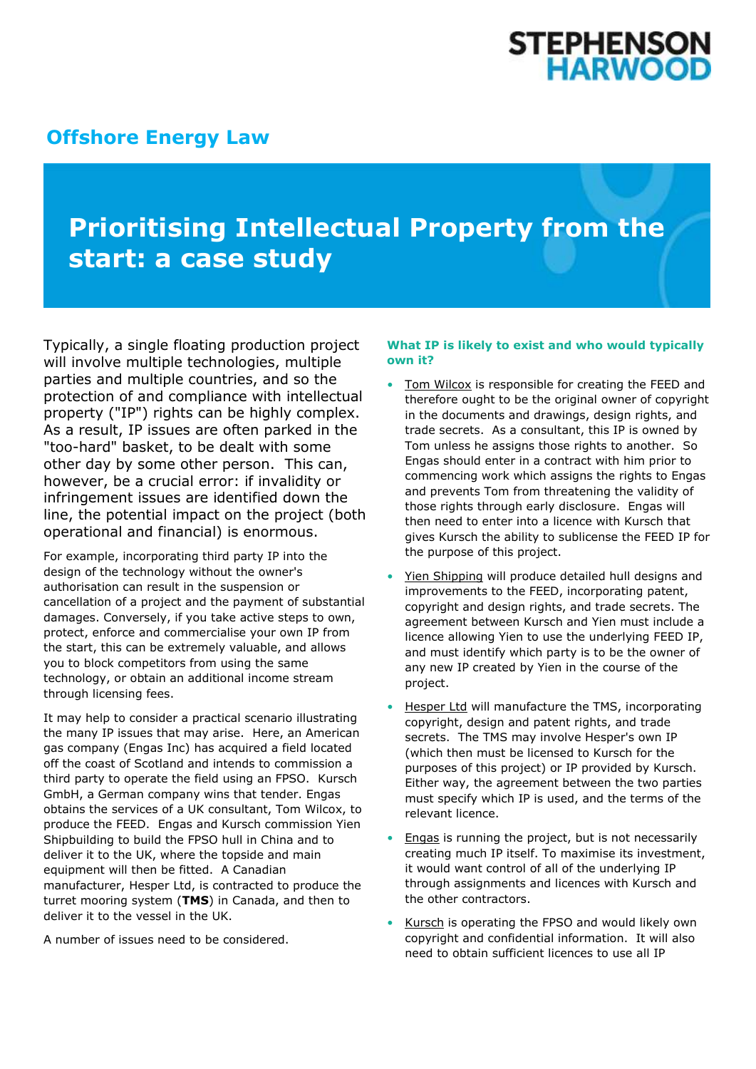STEPHENSON HARWOOD

## Offshore Energy Law

# Prioritising Intellectual Property from the start: a case study

Typically, a single floating production project will involve multiple technologies, multiple parties and multiple countries, and so the protection of and compliance with intellectual property ("IP") rights can be highly complex. As a result, IP issues are often parked in the "too-hard" basket, to be dealt with some other day by some other person. This can, however, be a crucial error: if invalidity or infringement issues are identified down the line, the potential impact on the project (both operational and financial) is enormous.

For example, incorporating third party IP into the design of the technology without the owner's authorisation can result in the suspension or cancellation of a project and the payment of substantial damages. Conversely, if you take active steps to own, protect, enforce and commercialise your own IP from the start, this can be extremely valuable, and allows you to block competitors from using the same technology, or obtain an additional income stream through licensing fees.

It may help to consider a practical scenario illustrating the many IP issues that may arise. Here, an American gas company (Engas Inc) has acquired a field located off the coast of Scotland and intends to commission a third party to operate the field using an FPSO. Kursch GmbH, a German company wins that tender. Engas obtains the services of a UK consultant, Tom Wilcox, to produce the FEED. Engas and Kursch commission Yien Shipbuilding to build the FPSO hull in China and to deliver it to the UK, where the topside and main equipment will then be fitted. A Canadian manufacturer, Hesper Ltd, is contracted to produce the turret mooring system (**TMS**) in Canada, and then to deliver it to the vessel in the UK.

A number of issues need to be considered.

### What IP is likely to exist and who would typically own it?

- Tom Wilcox is responsible for creating the FEED and therefore ought to be the original owner of copyright in the documents and drawings, design rights, and trade secrets. As a consultant, this IP is owned by Tom unless he assigns those rights to another. So Engas should enter in a contract with him prior to commencing work which assigns the rights to Engas and prevents Tom from threatening the validity of those rights through early disclosure. Engas will then need to enter into a licence with Kursch that gives Kursch the ability to sublicense the FEED IP for the purpose of this project.
- Yien Shipping will produce detailed hull designs and improvements to the FEED, incorporating patent, copyright and design rights, and trade secrets. The agreement between Kursch and Yien must include a licence allowing Yien to use the underlying FEED IP, and must identify which party is to be the owner of any new IP created by Yien in the course of the project.
- Hesper Ltd will manufacture the TMS, incorporating copyright, design and patent rights, and trade secrets. The TMS may involve Hesper's own IP (which then must be licensed to Kursch for the purposes of this project) or IP provided by Kursch. Either way, the agreement between the two parties must specify which IP is used, and the terms of the relevant licence.
- Engas is running the project, but is not necessarily creating much IP itself. To maximise its investment, it would want control of all of the underlying IP through assignments and licences with Kursch and the other contractors.
- Kursch is operating the FPSO and would likely own copyright and confidential information. It will also need to obtain sufficient licences to use all IP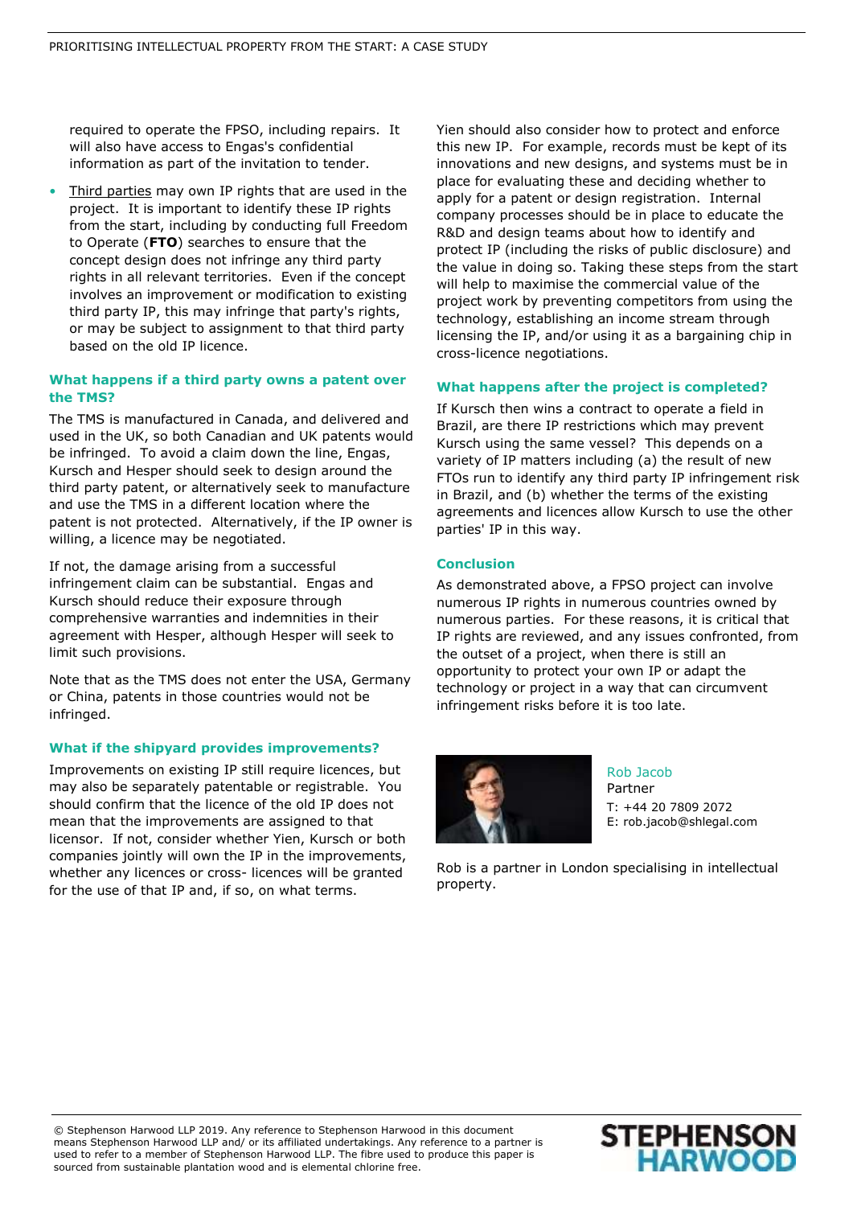required to operate the FPSO, including repairs. It will also have access to Engas's confidential information as part of the invitation to tender.

- Third parties may own IP rights that are used in the project. It is important to identify these IP rights from the start, including by conducting full Freedom to Operate (**FTO**) searches to ensure that the concept design does not infringe any third party rights in all relevant territories. Even if the concept involves an improvement or modification to existing third party IP, this may infringe that party's rights, or may be subject to assignment to that third party based on the old IP licence.

### What happens if a third party owns a patent over the TMS?

The TMS is manufactured in Canada, and delivered and used in the UK, so both Canadian and UK patents would be infringed. To avoid a claim down the line, Engas, Kursch and Hesper should seek to design around the third party patent, or alternatively seek to manufacture and use the TMS in a different location where the patent is not protected. Alternatively, if the IP owner is willing, a licence may be negotiated.

If not, the damage arising from a successful infringement claim can be substantial. Engas and Kursch should reduce their exposure through comprehensive warranties and indemnities in their agreement with Hesper, although Hesper will seek to limit such provisions.

Note that as the TMS does not enter the USA, Germany or China, patents in those countries would not be infringed.

### What if the shipyard provides improvements?

Improvements on existing IP still require licences, but may also be separately patentable or registrable. You should confirm that the licence of the old IP does not mean that the improvements are assigned to that licensor. If not, consider whether Yien, Kursch or both companies jointly will own the IP in the improvements, whether any licences or cross- licences will be granted for the use of that IP and, if so, on what terms.

Yien should also consider how to protect and enforce this new IP. For example, records must be kept of its innovations and new designs, and systems must be in place for evaluating these and deciding whether to apply for a patent or design registration. Internal company processes should be in place to educate the R&D and design teams about how to identify and protect IP (including the risks of public disclosure) and the value in doing so. Taking these steps from the start will help to maximise the commercial value of the project work by preventing competitors from using the technology, establishing an income stream through licensing the IP, and/or using it as a bargaining chip in cross-licence negotiations.

### What happens after the project is completed?

If Kursch then wins a contract to operate a field in Brazil, are there IP restrictions which may prevent Kursch using the same vessel? This depends on a variety of IP matters including (a) the result of new FTOs run to identify any third party IP infringement risk in Brazil, and (b) whether the terms of the existing agreements and licences allow Kursch to use the other parties' IP in this way.

### Conclusion

As demonstrated above, a FPSO project can involve numerous IP rights in numerous countries owned by numerous parties. For these reasons, it is critical that IP rights are reviewed, and any issues confronted, from the outset of a project, when there is still an opportunity to protect your own IP or adapt the technology or project in a way that can circumvent infringement risks before it is too late.

Rob Jacob
Partner
T: +44 20 7809 2072
E: rob.jacob@shlegal.com

Rob is a partner in London specialising in intellectual property.

© Stephenson Harwood LLP 2019. Any reference to Stephenson Harwood in this document means Stephenson Harwood LLP and/ or its affiliated undertakings. Any reference to a partner is used to refer to a member of Stephenson Harwood LLP. The fibre used to produce this paper is sourced from sustainable plantation wood and is elemental chlorine free.

STEPHENSON HARWOOD